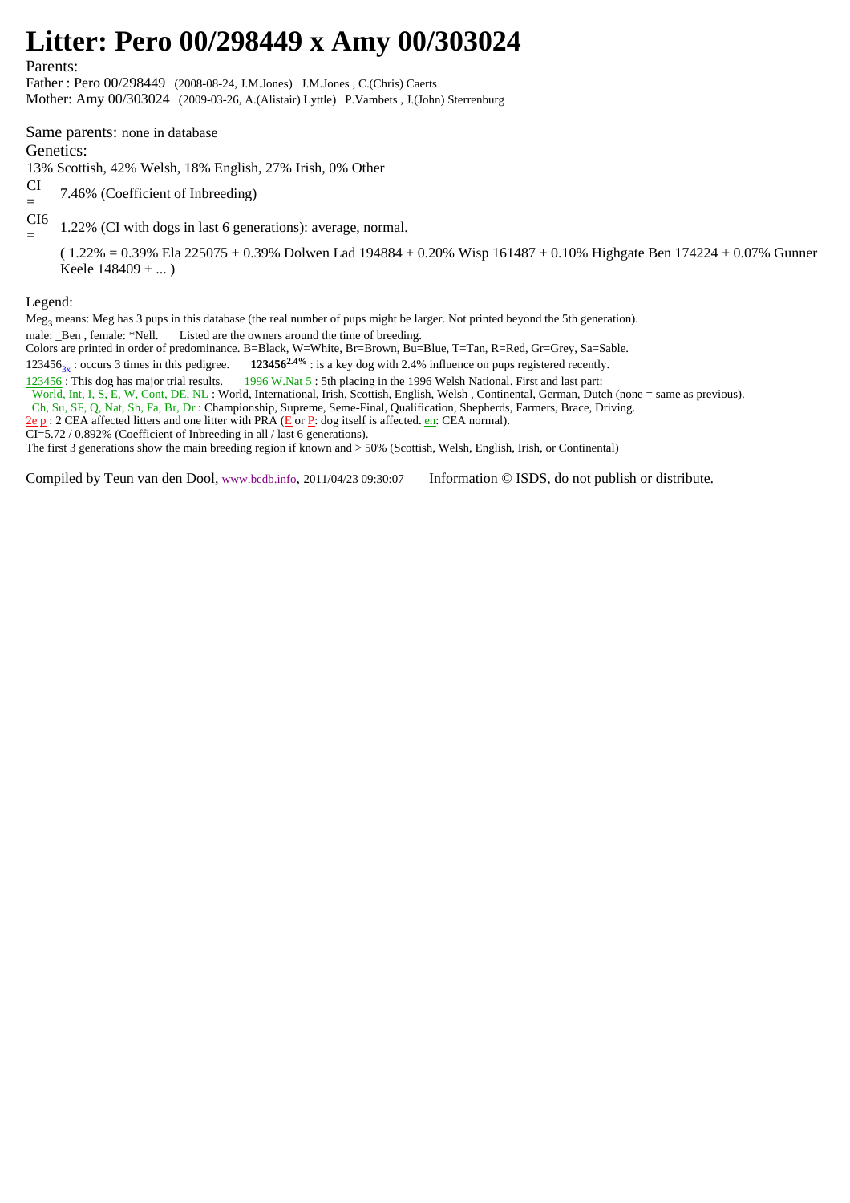# Litter: Pero 00/298449 x Amy 00/303024

Parents:
Father : Pero 00/298449 (2008-08-24, J.M.Jones) J.M.Jones , C.(Chris) Caerts
Mother: Amy 00/303024 (2009-03-26, A.(Alistair) Lyttle) P.Vambets , J.(John) Sterrenburg

Same parents: none in database
Genetics:
13% Scottish, 42% Welsh, 18% English, 27% Irish, 0% Other

CI = 7.46% (Coefficient of Inbreeding)

CI6 = 1.22% (CI with dogs in last 6 generations): average, normal.

( 1.22% = 0.39% Ela 225075 + 0.39% Dolwen Lad 194884 + 0.20% Wisp 161487 + 0.10% Highgate Ben 174224 + 0.07% Gunner Keele 148409 + ... )

Legend:
$Meg_3$ means: Meg has 3 pups in this database (the real number of pups might be larger. Not printed beyond the 5th generation).
male: _Ben , female: *Nell. Listed are the owners around the time of breeding.
Colors are printed in order of predominance. B=Black, W=White, Br=Brown, Bu=Blue, T=Tan, R=Red, Gr=Grey, Sa=Sable.
$123456_{3x}$ : occurs 3 times in this pedigree. **123456**[2.4%] : is a key dog with 2.4% influence on pups registered recently.
123456 : This dog has major trial results. 1996 W.Nat 5 : 5th placing in the 1996 Welsh National. First and last part:
World, Int, I, S, E, W, Cont, DE, NL : World, International, Irish, Scottish, English, Welsh , Continental, German, Dutch (none = same as previous).
Ch, Su, SF, Q, Nat, Sh, Fa, Br, Dr : Championship, Supreme, Seme-Final, Qualification, Shepherds, Farmers, Brace, Driving.
2e p : 2 CEA affected litters and one litter with PRA (E or P: dog itself is affected. en: CEA normal).
CI=5.72 / 0.892% (Coefficient of Inbreeding in all / last 6 generations).
The first 3 generations show the main breeding region if known and > 50% (Scottish, Welsh, English, Irish, or Continental)

Compiled by Teun van den Dool, www.bcdb.info, 2011/04/23 09:30:07 Information © ISDS, do not publish or distribute.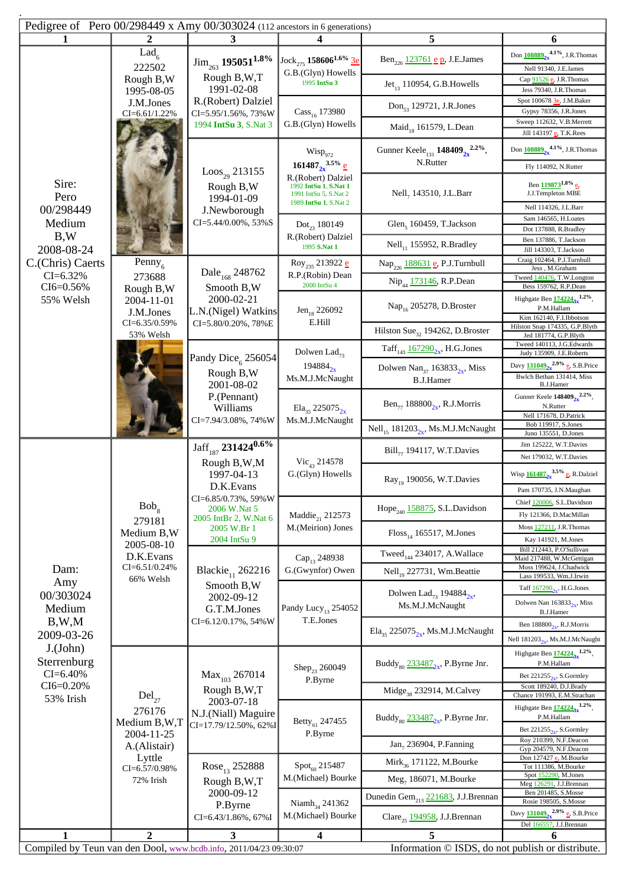Pedigree of Pero 00/298449 x Amy 00/303024 (112 ancestors in 6 generations)

| 1 | 2 | 3 | 4 | 5 | 6 |
|---|---|---|---|---|---|
| Sire:<br>Pero<br>00/298449<br>Medium<br>B,W<br>2008-08-24<br>C.(Chris) Caerts<br>CI=6.32%<br>CI6=0.56%<br>55% Welsh | Lad$_6$<br>222502<br>Rough B,W<br>1995-08-05<br>J.M.Jones<br>CI=6.61/1.22% | Jim$_{263}$ 195051$^{1.8\%}$<br>Rough B,W,T<br>1991-02-08<br>R.(Robert) Dalziel<br>CI=5.95/1.56%, 73%W<br>1994 IntSu 3, S.Nat 3 | Jock$_{275}$ 158606$^{1.6\%}$ 3e<br>G.B.(Glyn) Howells<br>1995 IntSu 3 | Ben$_{226}$ 123761 e p, J.E.James | Don 108889$_{2x}$$^{4.1\%}$, J.R.Thomas<br>Nell 91340, J.E.James |
| | | | | Jet$_{13}$ 110954, G.B.Howells | Cap 91526 e, J.R.Thomas<br>Jess 79340, J.R.Thomas |
| | | | Cass$_{16}$ 173980<br>G.B.(Glyn) Howells | Don$_{53}$ 129721, J.R.Jones | Spot 100678 3e, J.M.Baker<br>Gypsy 78356, J.R.Jones |
| | | | | Maid$_{18}$ 161579, L.Dean | Sweep 112632, V.B.Merrett<br>Jill 143197 e, T.K.Rees |
| | | Loos$_{29}$ 213155<br>Rough B,W<br>1994-01-09<br>J.Newborough<br>CI=5.44/0.00%, 53%S | Wisp$_{972}$<br>161487$_{2x}$$^{3.5\%}$ e<br>R.(Robert) Dalziel<br>1992 IntSu 1, S.Nat 1<br>1991 IntSu 5, S.Nat 2<br>1989 IntSu 1, S.Nat 2 | Gunner Keele$_{131}$ 148409$_{2x}$$^{2.2\%}$, N.Rutter | Don 108889$_{2x}$$^{4.1\%}$, J.R.Thomas<br>Fly 114092, N.Rutter |
| | | | | Nell$_7$ 143510, J.L.Barr | Ben 119873$^{1.8\%}$ e, J.J.Templeton MBE<br>Nell 114326, J.L.Barr |
| | | | Dot$_{23}$ 180149<br>R.(Robert) Dalziel<br>1995 S.Nat 1 | Glen$_5$ 160459, T.Jackson | Sam 146565, H.Loates<br>Dot 137888, R.Bradley |
| | | | | Nell$_{11}$ 155952, R.Bradley | Ben 137886, T.Jackson<br>Jill 143303, T.Jackson |
| | Penny$_6$<br>273688<br>Rough B,W<br>2004-11-01<br>J.M.Jones<br>CI=6.35/0.59%<br>53% Welsh | Dale$_{168}$ 248762<br>Smooth B,W<br>2000-02-21<br>L.N.(Nigel) Watkins<br>CI=5.80/0.20%, 78%E | Roy$_{235}$ 213922 e<br>R.P.(Robin) Dean<br>2000 IntSu 4 | Nap$_{226}$ 188631 e, P.J.Turnbull | Craig 102464, P.J.Turnbull<br>Jess , M.Graham |
| | | | | Nip$_{44}$ 173146, R.P.Dean | Tweed 140476, T.W.Longton<br>Bess 159762, R.P.Dean |
| | | | Jen$_{18}$ 226092<br>E.Hill | Nap$_{16}$ 205278, D.Broster | Highgate Ben 174224$_{3x}$$^{1.2\%}$, P.M.Hallam<br>Kim 162140, F.I.Ibbotson |
| | | | | Hilston Sue$_{32}$ 194262, D.Broster | Hilston Snap 174335, G.P.Blyth<br>Jed 181774, G.P.Blyth |
| | | Pandy Dice$_6$ 256054<br>Rough B,W<br>2001-08-02<br>P.(Pennant) Williams<br>CI=7.94/3.08%, 74%W | Dolwen Lad$_{73}$<br>194884$_{2x}$<br>Ms.M.J.McNaught | Taff$_{143}$ 167290$_{2x}$, H.G.Jones | Tweed 140113, J.G.Edwards<br>Judy 135909, J.E.Roberts |
| | | | | Dolwen Nan$_{37}$ 163833$_{2x}$, Miss B.J.Hamer | Davy 131049$_{2x}$$^{2.9\%}$ e, S.B.Price<br>Bwlch Bethan 131414, Miss B.J.Hamer |
| | | | Ela$_{35}$ 225075$_{2x}$<br>Ms.M.J.McNaught | Ben$_{77}$ 188800$_{2x}$, R.J.Morris | Gunner Keele 148409$_{2x}$$^{2.2\%}$, N.Rutter<br>Nell 171678, D.Patrick |
| | | | | Nell$_{15}$ 181203$_{2x}$, Ms.M.J.McNaught | Bob 119917, S.Jones<br>Juno 135551, D.Jones |
| Dam:<br>Amy<br>00/303024<br>Medium<br>B,W,M<br>2009-03-26<br>J.(John) Sterrenburg<br>CI=6.40%<br>CI6=0.20%<br>53% Irish | Bob$_8$<br>279181<br>Medium B,W<br>2005-08-10<br>D.K.Evans<br>CI=6.51/0.24%<br>66% Welsh | Jaff$_{187}$ 231424$^{0.6\%}$<br>Rough B,W,M<br>1997-04-13<br>D.K.Evans<br>CI=6.85/0.73%, 59%W<br>2006 W.Nat 5<br>2005 IntBr 2, W.Nat 6<br>2005 W.Br 1<br>2004 IntSu 9 | Vic$_{43}$ 214578<br>G.(Glyn) Howells | Bill$_{77}$ 194117, W.T.Davies | Jim 125222, W.T.Davies<br>Net 179032, W.T.Davies |
| | | | | Ray$_{19}$ 190056, W.T.Davies | Wisp 161487$_{2x}$$^{3.5\%}$ e, R.Dalziel<br>Pam 170735, J.N.Maughan |
| | | | Maddie$_{21}$ 212573<br>M.(Meirion) Jones | Hope$_{240}$ 158875, S.L.Davidson | Chief 120006, S.L.Davidson<br>Fly 121366, D.MacMillan |
| | | | | Floss$_{14}$ 165517, M.Jones | Moss 127211, J.R.Thomas<br>Kay 141921, M.Jones |
| | | Blackie$_{11}$ 262216<br>Smooth B,W<br>2002-09-12<br>G.T.M.Jones<br>CI=6.12/0.17%, 54%W | Cap$_{13}$ 248938<br>G.(Gwynfor) Owen | Tweed$_{144}$ 234017, A.Wallace | Bill 212443, P.O'Sullivan<br>Maid 217488, W.McGettigan |
| | | | | Nell$_{19}$ 227731, Wm.Beattie | Moss 199624, J.Chadwick<br>Lass 199533, Wm.J.Irwin |
| | | | Pandy Lucy$_{13}$ 254052<br>T.E.Jones | Dolwen Lad$_{73}$ 194884$_{2x}$, Ms.M.J.McNaught | Taff 167290$_{2x}$, H.G.Jones<br>Dolwen Nan 163833$_{2x}$, Miss B.J.Hamer |
| | | | | Ela$_{35}$ 225075$_{2x}$, Ms.M.J.McNaught | Ben 188800$_{2x}$, R.J.Morris<br>Nell 181203$_{2x}$, Ms.M.J.McNaught |
| | Del$_{27}$<br>276176<br>Medium B,W,T<br>2004-11-25<br>A.(Alistair) Lyttle<br>CI=6.57/0.98%<br>72% Irish | Max$_{103}$ 267014<br>Rough B,W,T<br>2003-07-18<br>N.J.(Niall) Maguire<br>CI=17.79/12.50%, 62%I | Shep$_{23}$ 260049<br>P.Byrne | Buddy$_{80}$ 233487$_{2x}$, P.Byrne Jnr. | Highgate Ben 174224$_{3x}$$^{1.2\%}$, P.M.Hallam<br>Bet 221255$_{2x}$, S.Gormley |
| | | | | Midge$_{38}$ 232914, M.Calvey | Scott 189240, D.J.Brady<br>Chance 191993, E.M.Strachan |
| | | | Betty$_{61}$ 247455<br>P.Byrne | Buddy$_{80}$ 233487$_{2x}$, P.Byrne Jnr. | Highgate Ben 174224$_{3x}$$^{1.2\%}$, P.M.Hallam<br>Bet 221255$_{2x}$, S.Gormley |
| | | | | Jan$_7$ 236904, P.Fanning | Roy 210399, N.F.Deacon<br>Gyp 204579, N.F.Deacon |
| | | Rose$_{13}$ 252888<br>Rough B,W,T<br>2000-09-12<br>P.Byrne<br>CI=6.43/1.86%, 67%I | Spot$_{60}$ 215487<br>M.(Michael) Bourke | Mirk$_{36}$ 171122, M.Bourke | Don 127427 e, M.Bourke<br>Tot 111386, M.Bourke |
| | | | | Meg$_7$ 186071, M.Bourke | Spot 152290, M.Jones<br>Meg 126291, J.J.Brennan |
| | | | Niamh$_{34}$ 241362<br>M.(Michael) Bourke | Dunedin Gem$_{213}$ 221683, J.J.Brennan | Ben 201485, S.Mosse<br>Rosie 198505, S.Mosse |
| | | | | Clare$_{25}$ 194958, J.J.Brennan | Davy 131049$_{2x}$$^{2.9\%}$ e, S.B.Price<br>Del 166557, J.J.Brennan |
| 1 | 2 | 3 | 4 | 5 | 6 |

Compiled by Teun van den Dool, www.bcdb.info, 2011/04/23 09:30:07 — Information © ISDS, do not publish or distribute.